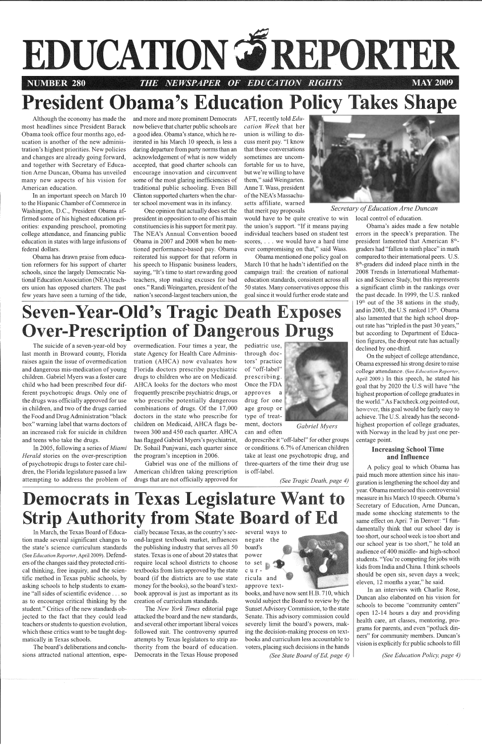# EDUCATION REPORTER

NUMBER 280 — *THE NEWSPAPER OF EDUCATION RIGHTS* — MAY 2009

# President Obama's Education Policy Takes Shape

Although the economy has made the most headlines since President Barack Obama took office four months ago, education is another of the new administration's highest priorities. New policies and changes are already going forward, and together with Secretary of Education Arne Duncan, Obama has unveiled many new aspects of his vision for American education.

In an important speech on March 10 to the Hispanic Chamber of Commerce in Washington, D.C., President Obama affirmed some of his highest education priorities: expanding preschool, promoting college attendance, and financing public education in states with large infusions of federal dollars.

Obama has drawn praise from education reformers for his support of charter schools, since the largely Democratic National Education Association (NEA) teachers union has opposed charters. The past few years have seen a turning of the tide, and more and more prominent Democrats now believe that charter public schools are a good idea. Obama's stance, which he reiterated in his March 10 speech, is less a daring departure from party norms than an acknowledgement of what is now widely accepted, that good charter schools can encourage innovation and circumvent some of the most glaring inefficiencies of traditional public schooling. Even Bill Clinton supported charters when the charter school movement was in its infancy.

One opinion that actually does set the president in opposition to one of his main constituencies is his support for merit pay. The NEA's Annual Convention booed Obama in 2007 and 2008 when he mentioned performance-based pay. Obama reiterated his support for that reform in his speech to Hispanic business leaders, saying, "It's time to start rewarding good teachers, stop making excuses for bad ones." Randi Weingarten, president of the nation's second-largest teachers union, the AFT, recently told *Education Week* that her union is willing to discuss merit pay. "I know that these conversations sometimes are uncomfortable for us to have, but we're willing to have them," said Weingarten. Anne T. Wass, president of the NEA's Massachusetts affiliate, warned that merit pay proposals would have to be quite creative to win the union's support. "If it means paying individual teachers based on student test scores, . . . we would have a hard time ever compromising on that," said Wass.

*Secretary of Education Arne Duncan*

Obama mentioned one policy goal on March 10 that he hadn't identified on the campaign trail: the creation of national education standards, consistent across all 50 states. Many conservatives oppose this goal since it would further erode state and local control of education.

Obama's aides made a few notable errors in the speech's preparation. The president lamented that American 8th-graders had "fallen to ninth place" in math compared to their international peers. U.S. 8th-graders did indeed place ninth in the 2008 Trends in International Mathematics and Science Study, but this represents a significant climb in the rankings over the past decade. In 1999, the U.S. ranked 19th out of the 38 nations in the study, and in 2003, the U.S ranked 15th. Obama also lamented that the high school dropout rate has "tripled in the past 30 years," but according to Department of Education figures, the dropout rate has actually declined by one-third.

On the subject of college attendance, Obama expressed his strong desire to raise college attendance. (See *Education Reporter*, April 2009.) In this speech, he stated his goal that by 2020 the U.S will have "the highest proportion of college graduates in the world." As Factcheck.org pointed out, however, this goal would be fairly easy to achieve. The U.S. already has the second-highest proportion of college graduates, with Norway in the lead by just one percentage point.

### Increasing School Time and Influence

A policy goal to which Obama has paid much more attention since his inauguration is lengthening the school day and year. Obama mentioned this controversial measure in his March 10 speech. Obama's Secretary of Education, Arne Duncan, made some shocking statements to the same effect on April 7 in Denver: "I fundamentally think that our school day is too short, our school week is too short and our school year is too short," he told an audience of 400 middle- and high-school students. "You're competing for jobs with kids from India and China. I think schools should be open six, seven days a week; eleven, 12 months a year," he said.

In an interview with Charlie Rose, Duncan also elaborated on his vision for schools to become "community centers" open 12-14 hours a day and providing health care, art classes, mentoring, programs for parents, and even "potluck dinners" for community members. Duncan's vision is explicitly for public schools to fill

*(See Education Policy, page 4)*

# Seven-Year-Old's Tragic Death Exposes Over-Prescription of Dangerous Drugs

The suicide of a seven-year-old boy last month in Broward county, Florida raises again the issue of overmedication and dangerous mis-medication of young children. Gabriel Myers was a foster care child who had been prescribed four different psychotropic drugs. Only one of the drugs was officially approved for use in children, and two of the drugs carried the Food and Drug Administration "black box" warning label that warns doctors of an increased risk for suicide in children and teens who take the drugs.

In 2005, following a series of *Miami Herald* stories on the over-prescription of psychotropic drugs to foster care children, the Florida legislature passed a law attempting to address the problem of overmedication. Four times a year, the state Agency for Health Care Administration (AHCA) now evaluates how Florida doctors prescribe psychiatric drugs to children who are on Medicaid. AHCA looks for the doctors who most frequently prescribe psychiatric drugs, or who prescribe potentially dangerous combinations of drugs. Of the 17,000 doctors in the state who prescribe for children on Medicaid, AHCA flags between 300 and 450 each quarter. AHCA has flagged Gabriel Myers's psychiatrist, Dr. Sohail Punjwani, each quarter since the program's inception in 2006.

Gabriel was one of the millions of American children taking prescription drugs that are not officially approved for pediatric use, through doctors' practice of "off-label" prescribing. Once the FDA approves a drug for one age group or type of treatment, doctors can and often do prescribe it "off-label" for other groups or conditions. 6.7% of American children take at least one psychotropic drug, and three-quarters of the time their drug use is off-label.

*Gabriel Myers*

*(See Tragic Death, page 4)*

# Democrats in Texas Legislature Want to Strip Authority from State Board of Ed

In March, the Texas Board of Education made several significant changes to the state's science curriculum standards (See *Education Reporter*, April 2009). Defenders of the changes said they protected critical thinking, free inquiry, and the scientific method in Texas public schools, by asking schools to help students to examine "all sides of scientific evidence . . . so as to encourage critical thinking by the student." Critics of the new standards objected to the fact that they could lead teachers or students to question evolution, which these critics want to be taught dogmatically in Texas schools.

The board's deliberations and conclusions attracted national attention, especially because Texas, as the country's second-largest textbook market, influences the publishing industry that serves all 50 states. Texas is one of about 20 states that require local school districts to choose textbooks from lists approved by the state board (if the districts are to use state money for the books), so the board's textbook approval is just as important as its creation of curriculum standards.

The *New York Times* editorial page attacked the board and the new standards, and several other important liberal voices followed suit. The controversy spurred attempts by Texas legislators to strip authority from the board of education. Democrats in the Texas House proposed several ways to negate the board's power to set curricula and approve textbooks, and have now sent H.B. 710, which would subject the Board to review by the Sunset Advisory Commission, to the state Senate. This advisory commission could severely limit the board's powers, making the decision-making process on textbooks and curriculum less accountable to voters, placing such decisions in the hands

*(See State Board of Ed, page 4)*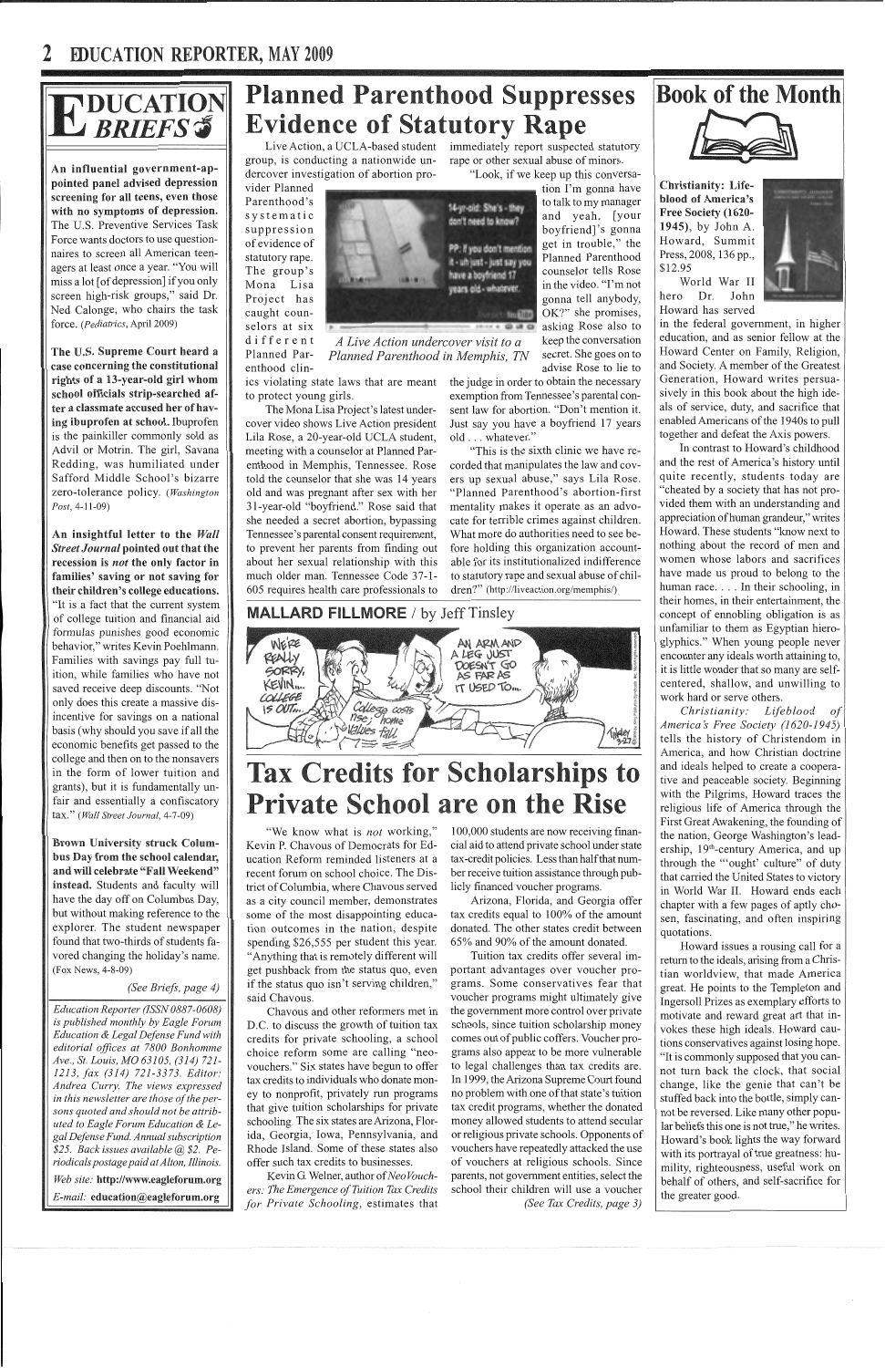# Education Briefs

**An influential government-appointed panel advised depression screening for all teens, even those with no symptoms of depression.** The U.S. Preventive Services Task Force wants doctors to use questionnaires to screen all American teenagers at least once a year. "You will miss a lot [of depression] if you only screen high-risk groups," said Dr. Ned Calonge, who chairs the task force. (*Pediatrics*, April 2009)

**The U.S. Supreme Court heard a case concerning the constitutional rights of a 13-year-old girl whom school officials strip-searched after a classmate accused her of having ibuprofen at school.** Ibuprofen is the painkiller commonly sold as Advil or Motrin. The girl, Savana Redding, was humiliated under Safford Middle School's bizarre zero-tolerance policy. (*Washington Post*, 4-11-09)

**An insightful letter to the *Wall Street Journal* pointed out that the recession is *not* the only factor in families' saving or not saving for their children's college educations.** "It is a fact that the current system of college tuition and financial aid formulas punishes good economic behavior," writes Kevin Poehlmann. Families with savings pay full tuition, while families who have not saved receive deep discounts. "Not only does this create a massive disincentive for savings on a national basis (why should you save if all the economic benefits get passed to the college and then on to the nonsavers in the form of lower tuition and grants), but it is fundamentally unfair and essentially a confiscatory tax." (*Wall Street Journal*, 4-7-09)

**Brown University struck Columbus Day from the school calendar, and will celebrate "Fall Weekend" instead.** Students and faculty will have the day off on Columbus Day, but without making reference to the explorer. The student newspaper found that two-thirds of students favored changing the holiday's name. (Fox News, 4-8-09)

*(See Briefs, page 4)*

*Education Reporter (ISSN 0887-0608) is published monthly by Eagle Forum Education & Legal Defense Fund with editorial offices at 7800 Bonhomme Ave., St. Louis, MO 63105, (314) 721-1213, fax (314) 721-3373. Editor: Andrea Curry. The views expressed in this newsletter are those of the persons quoted and should not be attributed to Eagle Forum Education & Legal Defense Fund. Annual subscription $25. Back issues available @ $2. Periodicals postage paid at Alton, Illinois.*

*Web site:* **http://www.eagleforum.org**

*E-mail:* **education@eagleforum.org**

# Planned Parenthood Suppresses Evidence of Statutory Rape

Live Action, a UCLA-based student group, is conducting a nationwide undercover investigation of abortion provider Planned Parenthood's systematic suppression of evidence of statutory rape. The group's Mona Lisa Project has caught counselors at six different Planned Parenthood clinics violating state laws that are meant to protect young girls.

*A Live Action undercover visit to a Planned Parenthood in Memphis, TN*

The Mona Lisa Project's latest undercover video shows Live Action president Lila Rose, a 20-year-old UCLA student, meeting with a counselor at Planned Parenthood in Memphis, Tennessee. Rose told the counselor that she was 14 years old and was pregnant after sex with her 31-year-old "boyfriend." Rose said that she needed a secret abortion, bypassing Tennessee's parental consent requirement, to prevent her parents from finding out about her sexual relationship with this much older man. Tennessee Code 37-1-605 requires health care professionals to immediately report suspected statutory rape or other sexual abuse of minors.

"Look, if we keep up this conversation I'm gonna have to talk to my manager and yeah, [your boyfriend]'s gonna get in trouble," the Planned Parenthood counselor tells Rose in the video. "I'm not gonna tell anybody, OK?" she promises, asking Rose also to keep the conversation secret. She goes on to advise Rose to lie to the judge in order to obtain the necessary exemption from Tennessee's parental consent law for abortion. "Don't mention it. Just say you have a boyfriend 17 years old . . . whatever."

"This is the sixth clinic we have recorded that manipulates the law and covers up sexual abuse," says Lila Rose. "Planned Parenthood's abortion-first mentality makes it operate as an advocate for terrible crimes against children. What more do authorities need to see before holding this organization accountable for its institutionalized indifference to statutory rape and sexual abuse of children?" (http://liveaction.org/memphis/)

## MALLARD FILLMORE / by Jeff Tinsley

# Tax Credits for Scholarships to Private School are on the Rise

"We know what is *not* working," Kevin P. Chavous of Democrats for Education Reform reminded listeners at a recent forum on school choice. The District of Columbia, where Chavous served as a city council member, demonstrates some of the most disappointing education outcomes in the nation, despite spending $26,555 per student this year. "Anything that is remotely different will get pushback from the status quo, even if the status quo isn't serving children," said Chavous.

Chavous and other reformers met in D.C. to discuss the growth of tuition tax credits for private schooling, a school choice reform some are calling "neo-vouchers." Six states have begun to offer tax credits to individuals who donate money to nonprofit, privately run programs that give tuition scholarships for private schooling. The six states are Arizona, Florida, Georgia, Iowa, Pennsylvania, and Rhode Island. Some of these states also offer such tax credits to businesses.

Kevin G. Welner, author of *NeoVouchers: The Emergence of Tuition Tax Credits for Private Schooling*, estimates that 100,000 students are now receiving financial aid to attend private school under state tax-credit policies. Less than half that number receive tuition assistance through publicly financed voucher programs.

Arizona, Florida, and Georgia offer tax credits equal to 100% of the amount donated. The other states credit between 65% and 90% of the amount donated.

Tuition tax credits offer several important advantages over voucher programs. Some conservatives fear that voucher programs might ultimately give the government more control over private schools, since tuition scholarship money comes out of public coffers. Voucher programs also appear to be more vulnerable to legal challenges than tax credits are. In 1999, the Arizona Supreme Court found no problem with one of that state's tuition tax credit programs, whether the donated money allowed students to attend secular or religious private schools. Opponents of vouchers have repeatedly attacked the use of vouchers at religious schools. Since parents, not government entities, select the school their children will use a voucher

*(See Tax Credits, page 3)*

# Book of the Month

**Christianity: Lifeblood of America's Free Society (1620-1945)**, by John A. Howard, Summit Press, 2008, 136 pp., $12.95

World War II hero Dr. John Howard has served in the federal government, in higher education, and as senior fellow at the Howard Center on Family, Religion, and Society. A member of the Greatest Generation, Howard writes persuasively in this book about the high ideals of service, duty, and sacrifice that enabled Americans of the 1940s to pull together and defeat the Axis powers.

In contrast to Howard's childhood and the rest of America's history until quite recently, students today are "cheated by a society that has not provided them with an understanding and appreciation of human grandeur," writes Howard. These students "know next to nothing about the record of men and women whose labors and sacrifices have made us proud to belong to the human race. . . . In their schooling, in their homes, in their entertainment, the concept of ennobling obligation is as unfamiliar to them as Egyptian hieroglyphics." When young people never encounter any ideals worth attaining to, it is little wonder that so many are self-centered, shallow, and unwilling to work hard or serve others.

*Christianity: Lifeblood of America's Free Society (1620-1945)* tells the history of Christendom in America, and how Christian doctrine and ideals helped to create a cooperative and peaceable society. Beginning with the Pilgrims, Howard traces the religious life of America through the First Great Awakening, the founding of the nation, George Washington's leadership, 19th-century America, and up through the "'ought' culture" of duty that carried the United States to victory in World War II. Howard ends each chapter with a few pages of aptly chosen, fascinating, and often inspiring quotations.

Howard issues a rousing call for a return to the ideals, arising from a Christian worldview, that made America great. He points to the Templeton and Ingersoll Prizes as exemplary efforts to motivate and reward great art that invokes these high ideals. Howard cautions conservatives against losing hope. "It is commonly supposed that you cannot turn back the clock, that social change, like the genie that can't be stuffed back into the bottle, simply cannot be reversed. Like many other popular beliefs this one is not true," he writes. Howard's book lights the way forward with its portrayal of true greatness: humility, righteousness, useful work on behalf of others, and self-sacrifice for the greater good.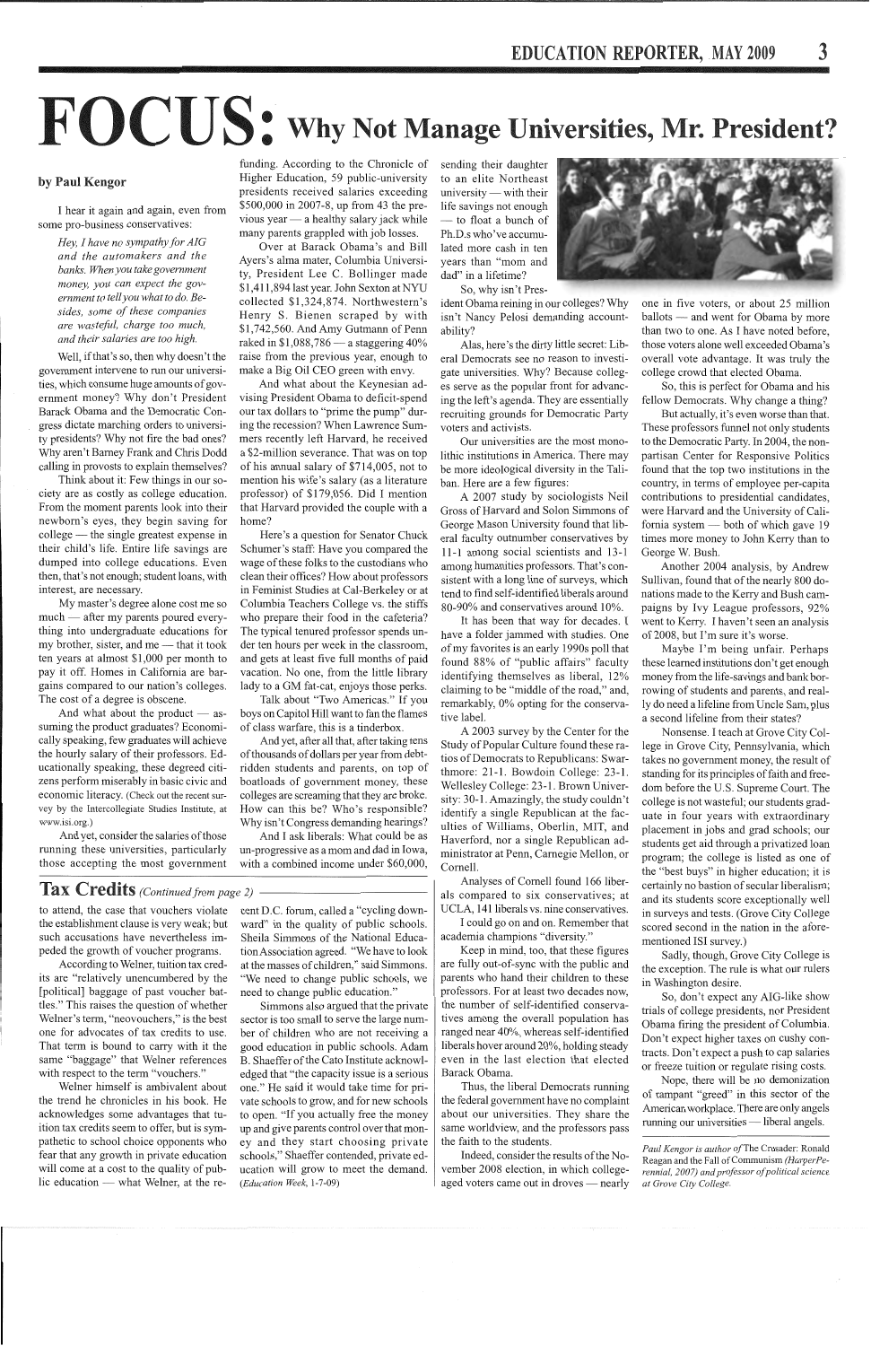# FOCUS: Why Not Manage Universities, Mr. President?

**by Paul Kengor**

I hear it again and again, even from some pro-business conservatives:

*Hey, I have no sympathy for AIG and the automakers and the banks. When you take government money, you can expect the government to tell you what to do. Besides, some of these companies are wasteful, charge too much, and their salaries are too high.*

Well, if that's so, then why doesn't the government intervene to run our universities, which consume huge amounts of government money? Why don't President Barack Obama and the Democratic Congress dictate marching orders to university presidents? Why not fire the bad ones? Why aren't Barney Frank and Chris Dodd calling in provosts to explain themselves?

Think about it: Few things in our society are as costly as college education. From the moment parents look into their newborn's eyes, they begin saving for college — the single greatest expense in their child's life. Entire life savings are dumped into college educations. Even then, that's not enough; student loans, with interest, are necessary.

My master's degree alone cost me so much — after my parents poured everything into undergraduate educations for my brother, sister, and me — that it took ten years at almost $1,000 per month to pay it off. Homes in California are bargains compared to our nation's colleges. The cost of a degree is obscene.

And what about the product — assuming the product graduates? Economically speaking, few graduates will achieve the hourly salary of their professors. Educationally speaking, these degreed citizens perform miserably in basic civic and economic literacy. (Check out the recent survey by the Intercollegiate Studies Institute, at www.isi.org.)

And yet, consider the salaries of those running these universities, particularly those accepting the most government funding. According to the Chronicle of Higher Education, 59 public-university presidents received salaries exceeding $500,000 in 2007-8, up from 43 the previous year — a healthy salary jack while many parents grappled with job losses.

Over at Barack Obama's and Bill Ayers's alma mater, Columbia University, President Lee C. Bollinger made $1,411,894 last year. John Sexton at NYU collected $1,324,874. Northwestern's Henry S. Bienen scraped by with $1,742,560. And Amy Gutmann of Penn raked in $1,088,786 — a staggering 40% raise from the previous year, enough to make a Big Oil CEO green with envy.

And what about the Keynesian advising President Obama to deficit-spend our tax dollars to "prime the pump" during the recession? When Lawrence Summers recently left Harvard, he received a $2-million severance. That was on top of his annual salary of $714,005, not to mention his wife's salary (as a literature professor) of $179,056. Did I mention that Harvard provided the couple with a home?

Here's a question for Senator Chuck Schumer's staff: Have you compared the wage of these folks to the custodians who clean their offices? How about professors in Feminist Studies at Cal-Berkeley or at Columbia Teachers College vs. the stiffs who prepare their food in the cafeteria? The typical tenured professor spends under ten hours per week in the classroom, and gets at least five full months of paid vacation. No one, from the little library lady to a GM fat-cat, enjoys those perks.

Talk about "Two Americas." If you boys on Capitol Hill want to fan the flames of class warfare, this is a tinderbox.

And yet, after all that, after taking tens of thousands of dollars per year from debt-ridden students and parents, on top of boatloads of government money, these colleges are screaming that they are broke. How can this be? Who's responsible? Why isn't Congress demanding hearings?

And I ask liberals: What could be as un-progressive as a mom and dad in Iowa, with a combined income under $60,000, sending their daughter to an elite Northeast university — with their life savings not enough — to float a bunch of Ph.D.s who've accumulated more cash in ten years than "mom and dad" in a lifetime?

So, why isn't President Obama reining in our colleges? Why isn't Nancy Pelosi demanding accountability?

Alas, here's the dirty little secret: Liberal Democrats see no reason to investigate universities. Why? Because colleges are serving as the popular front for advancing the left's agenda. They are essentially recruiting grounds for Democratic Party voters and activists.

Our universities are the most monolithic institutions in America. There may be more ideological diversity in the Taliban. Here are a few figures:

A 2007 study by sociologists Neil Gross of Harvard and Solon Simmons of George Mason University found that liberal faculty outnumber conservatives by 11-1 among social scientists and 13-1 among humanities professors. That's consistent with a long line of surveys, which tend to find self-identified liberals around 80-90% and conservatives around 10%.

It has been that way for decades. I have a folder jammed with studies. One of my favorites is an early 1990s poll that found 88% of "public affairs" faculty identifying themselves as liberal, 12% claiming to be "middle of the road," and, remarkably, 0% opting for the conservative label.

A 2003 survey by the Center for the Study of Popular Culture found these ratios of Democrats to Republicans: Swarthmore: 21-1. Bowdoin College: 23-1. Wellesley College: 23-1. Brown University: 30-1. Amazingly, the study couldn't identify a single Republican at the faculties of Williams, Oberlin, MIT, and Haverford, nor a single Republican administrator at Penn, Carnegie Mellon, or Cornell.

Analyses of Cornell found 166 liberals compared to six conservatives; at UCLA, 141 liberals vs. nine conservatives.

I could go on and on. Remember that academia champions "diversity."

Keep in mind, too, that these figures are fully out-of-sync with the public and parents who hand their children to these professors. For at least two decades now, the number of self-identified conservatives among the overall population has ranged near 40%, whereas self-identified liberals hover around 20%, holding steady even in the last election that elected Barack Obama.

Thus, the liberal Democrats running the federal government have no complaint about our universities. They share the same worldview, and the professors pass the faith to the students.

Indeed, consider the results of the November 2008 election, in which college-aged voters came out in droves — nearly one in five voters, or about 25 million ballots — and went for Obama by more than two to one. As I have noted before, those voters alone well exceeded Obama's overall vote advantage. It was truly the college crowd that elected Obama.

So, this is perfect for Obama and his fellow Democrats. Why change a thing?

But actually, it's even worse than that. These professors funnel not only students to the Democratic Party. In 2004, the nonpartisan Center for Responsive Politics found that the top two institutions in the country, in terms of employee per-capita contributions to presidential candidates, were Harvard and the University of California system — both of which gave 19 times more money to John Kerry than to George W. Bush.

Another 2004 analysis, by Andrew Sullivan, found that of the nearly 800 donations made to the Kerry and Bush campaigns by Ivy League professors, 92% went to Kerry. I haven't seen an analysis of 2008, but I'm sure it's worse.

Maybe I'm being unfair. Perhaps these learned institutions don't get enough money from the life-savings and bank borrowing of students and parents, and really do need a lifeline from Uncle Sam, plus a second lifeline from their states?

Nonsense. I teach at Grove City College in Grove City, Pennsylvania, which takes no government money, the result of standing for its principles of faith and freedom before the U.S. Supreme Court. The college is not wasteful; our students graduate in four years with extraordinary placement in jobs and grad schools; our students get aid through a privatized loan program; the college is listed as one of the "best buys" in higher education; it is certainly no bastion of secular liberalism; and its students score exceptionally well in surveys and tests. (Grove City College scored second in the nation in the aforementioned ISI survey.)

Sadly, though, Grove City College is the exception. The rule is what our rulers in Washington desire.

So, don't expect any AIG-like show trials of college presidents, nor President Obama firing the president of Columbia. Don't expect higher taxes on cushy contracts. Don't expect a push to cap salaries or freeze tuition or regulate rising costs.

Nope, there will be no demonization of rampant "greed" in this sector of the American workplace. There are only angels running our universities — liberal angels.

*Paul Kengor is author of* The Crusader: Ronald Reagan and the Fall of Communism *(HarperPerennial, 2007) and professor of political science at Grove City College.*

---

## Tax Credits *(Continued from page 2)*

to attend, the case that vouchers violate the establishment clause is very weak; but such accusations have nevertheless impeded the growth of voucher programs.

According to Welner, tuition tax credits are "relatively unencumbered by the [political] baggage of past voucher battles." This raises the question of whether Welner's term, "neovouchers," is the best one for advocates of tax credits to use. That term is bound to carry with it the same "baggage" that Welner references with respect to the term "vouchers."

Welner himself is ambivalent about the trend he chronicles in his book. He acknowledges some advantages that tuition tax credits seem to offer, but is sympathetic to school choice opponents who fear that any growth in private education will come at a cost to the quality of public education — what Welner, at the recent D.C. forum, called a "cycling downward" in the quality of public schools. Sheila Simmons of the National Education Association agreed. "We have to look at the masses of children," said Simmons. "We need to change public schools, we need to change public education."

Simmons also argued that the private sector is too small to serve the large number of children who are not receiving a good education in public schools. Adam B. Shaeffer of the Cato Institute acknowledged that "the capacity issue is a serious one." He said it would take time for private schools to grow, and for new schools to open. "If you actually free the money up and give parents control over that money and they start choosing private schools," Shaeffer contended, private education will grow to meet the demand. *(Education Week, 1-7-09)*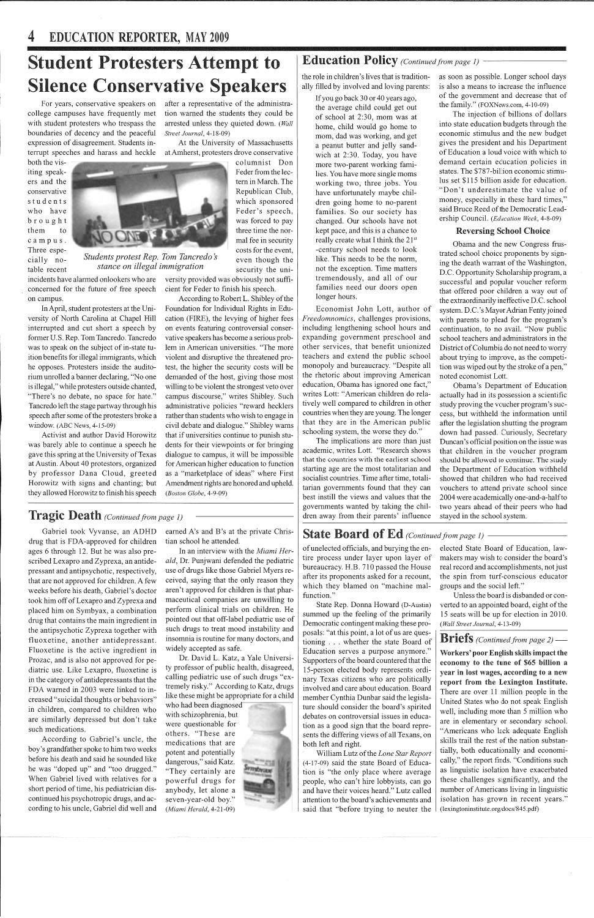# Student Protesters Attempt to Silence Conservative Speakers

For years, conservative speakers on college campuses have frequently met with student protesters who trespass the boundaries of decency and the peaceful expression of disagreement. Students interrupt speeches and harass and heckle both the visiting speakers and the conservative students who have brought them to campus. Three especially notable recent incidents have alarmed onlookers who are concerned for the future of free speech on campus.

Students protest Rep. Tom Tancredo's stance on illegal immigration

In April, student protesters at the University of North Carolina at Chapel Hill interrupted and cut short a speech by former U.S. Rep. Tom Tancredo. Tancredo was to speak on the subject of in-state tuition benefits for illegal immigrants, which he opposes. Protesters inside the auditorium unrolled a banner declaring, "No one is illegal," while protesters outside chanted, "There's no debate, no space for hate." Tancredo left the stage partway through his speech after some of the protesters broke a window. (ABC News, 4-15-09)

Activist and author David Horowitz was barely able to continue a speech he gave this spring at the University of Texas at Austin. About 40 protestors, organized by professor Dana Cloud, greeted Horowitz with signs and chanting; but they allowed Horowitz to finish his speech after a representative of the administration warned the students they could be arrested unless they quieted down. (*Wall Street Journal*, 4-18-09)

At the University of Massachusetts at Amherst, protesters drove conservative columnist Don Feder from the lectern in March. The Republican Club, which sponsored Feder's speech, was forced to pay three time the normal fee in security costs for the event, even though the security the university provided was obviously not sufficient for Feder to finish his speech.

According to Robert L. Shibley of the Foundation for Individual Rights in Education (FIRE), the levying of higher fees on events featuring controversial conservative speakers has become a serious problem in American universities. "The more violent and disruptive the threatened protest, the higher the security costs will be demanded of the host, giving those most willing to be violent the strongest veto over campus discourse," writes Shibley. Such administrative policies "reward hecklers rather than students who wish to engage in civil debate and dialogue." Shibley warns that if universities continue to punish students for their viewpoints or for bringing dialogue to campus, it will be impossible for American higher education to function as a "marketplace of ideas" where First Amendment rights are honored and upheld. (*Boston Globe*, 4-9-09)

## Tragic Death *(Continued from page 1)*

Gabriel took Vyvanse, an ADHD drug that is FDA-approved for children ages 6 through 12. But he was also prescribed Lexapro and Zyprexa, an antidepressant and antipsychotic, respectively, that are not approved for children. A few weeks before his death, Gabriel's doctor took him off of Lexapro and Zyprexa and placed him on Symbyax, a combination drug that contains the main ingredient in the antipsychotic Zyprexa together with fluoxetine, another antidepressant. Fluoxetine is the active ingredient in Prozac, and is also not approved for pediatric use. Like Lexapro, fluoxetine is in the category of antidepressants that the FDA warned in 2003 were linked to increased "suicidal thoughts or behaviors" in children, compared to children who are similarly depressed but don't take such medications.

According to Gabriel's uncle, the boy's grandfather spoke to him two weeks before his death and said he sounded like he was "doped up" and "too drugged." When Gabriel lived with relatives for a short period of time, his pediatrician discontinued his psychotropic drugs, and according to his uncle, Gabriel did well and earned A's and B's at the private Christian school he attended.

In an interview with the *Miami Herald*, Dr. Punjwani defended the pediatric use of drugs like those Gabriel Myers received, saying that the only reason they aren't approved for children is that pharmaceutical companies are unwilling to perform clinical trials on children. He pointed out that off-label pediatric use of such drugs to treat mood instability and insomnia is routine for many doctors, and widely accepted as safe.

Dr. David L. Katz, a Yale University professor of public health, disagreed, calling pediatric use of such drugs "extremely risky." According to Katz, drugs like these might be appropriate for a child who had been diagnosed with schizophrenia, but were questionable for others. "These are medications that are potent and potentially dangerous," said Katz. "They certainly are powerful drugs for anybody, let alone a seven-year-old boy." (*Miami Herald*, 4-21-09)

## Education Policy *(Continued from page 1)*

the role in children's lives that is traditionally filled by involved and loving parents:

> If you go back 30 or 40 years ago, the average child could get out of school at 2:30, mom was at home, child would go home to mom, dad was working, and get a peanut butter and jelly sandwich at 2:30. Today, you have more two-parent working families. You have more single moms working two, three jobs. You have unfortunately maybe children going home to no-parent families. So our society has changed. Our schools have not kept pace, and this is a chance to really create what I think the 21st-century school needs to look like. This needs to be the norm, not the exception. Time matters tremendously, and all of our families need our doors open longer hours.

Economist John Lott, author of *Freedomnomics*, challenges provisions, including lengthening school hours and expanding government preschool and other services, that benefit unionized teachers and extend the public school monopoly and bureaucracy. "Despite all the rhetoric about improving American education, Obama has ignored one fact," writes Lott: "American children do relatively well compared to children in other countries when they are young. The longer that they are in the American public schooling system, the worse they do."

The implications are more than just academic, writes Lott. "Research shows that the countries with the earliest school starting age are the most totalitarian and socialist countries. Time after time, totalitarian governments found that they can best instill the views and values that the governments wanted by taking the children away from their parents' influence as soon as possible. Longer school days is also a means to increase the influence of the government and decrease that of the family." (FOXNews.com, 4-10-09)

The injection of billions of dollars into state education budgets through the economic stimulus and the new budget gives the president and his Department of Education a loud voice with which to demand certain education policies in states. The $787-billion economic stimulus set $115 billion aside for education. "Don't underestimate the value of money, especially in these hard times," said Bruce Reed of the Democratic Leadership Council. (*Education Week*, 4-8-09)

### Reversing School Choice

Obama and the new Congress frustrated school choice proponents by signing the death warrant of the Washington, D.C. Opportunity Scholarship program, a successful and popular voucher reform that offered poor children a way out of the extraordinarily ineffective D.C. school system. D.C.'s Mayor Adrian Fenty joined with parents to plead for the program's continuation, to no avail. "Now public school teachers and administrators in the District of Columbia do not need to worry about trying to improve, as the competition was wiped out by the stroke of a pen," noted economist Lott.

Obama's Department of Education actually had in its possession a scientific study proving the voucher program's success, but withheld the information until after the legislation shutting the program down had passed. Curiously, Secretary Duncan's official position on the issue was that children in the voucher program should be allowed to continue. The study the Department of Education withheld showed that children who had received vouchers to attend private school since 2004 were academically one-and-a-half to two years ahead of their peers who had stayed in the school system.

## State Board of Ed *(Continued from page 1)*

of unelected officials, and burying the entire process under layer upon layer of bureaucracy. H.B. 710 passed the House after its proponents asked for a recount, which they blamed on "machine malfunction."

State Rep. Donna Howard (D-Austin) summed up the feeling of the primarily Democratic contingent making these proposals: "at this point, a lot of us are questioning . . . whether the state Board of Education serves a purpose anymore." Supporters of the board countered that the 15-person elected body represents ordinary Texas citizens who are politically involved and care about education. Board member Cynthia Dunbar said the legislature should consider the board's spirited debates on controversial issues in education as a good sign that the board represents the differing views of all Texans, on both left and right.

William Lutz of the *Lone Star Report* (4-17-09) said the state Board of Education is "the only place where average people, who can't hire lobbyists, can go and have their voices heard." Lutz called attention to the board's achievements and said that "before trying to neuter the elected State Board of Education, lawmakers may wish to consider the board's real record and accomplishments, not just the spin from turf-conscious educator groups and the social left."

Unless the board is disbanded or converted to an appointed board, eight of the 15 seats will be up for election in 2010. (*Wall Street Journal*, 4-13-09)

## Briefs *(Continued from page 2)*

**Workers' poor English skills impact the economy to the tune of $65 billion a year in lost wages, according to a new report from the Lexington Institute.** There are over 11 million people in the United States who do not speak English well, including more than 5 million who are in elementary or secondary school. "Americans who lack adequate English skills trail the rest of the nation substantially, both educationally and economically," the report finds. "Conditions such as linguistic isolation have exacerbated these challenges significantly, and the number of Americans living in linguistic isolation has grown in recent years." (lexingtoninstitute.org/docs/845.pdf)